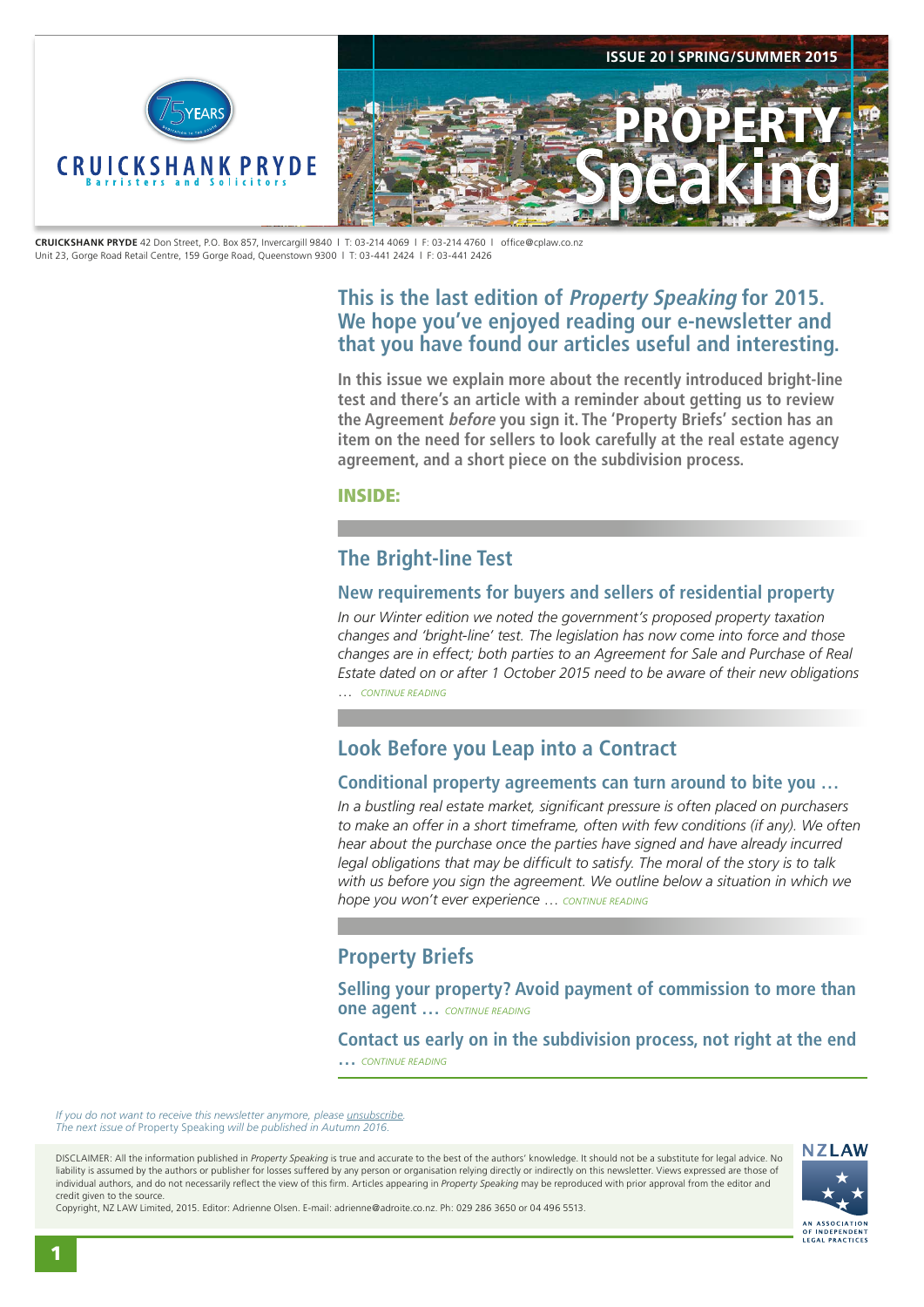CRUICKSHANK PRYDE

Barristers and Solicitors

ISSUE 20 | SPRING/SUMMER 2015

# PROPERTY Speaking

**CRUICKSHANK PRYDE** 42 Don Street, P.O. Box 857, Invercargill 9840 | T: 03-214 4069 | F: 03-214 4760 | office@cplaw.co.nz
Unit 23, Gorge Road Retail Centre, 159 Gorge Road, Queenstown 9300 | T: 03-441 2424 | F: 03-441 2426

## This is the last edition of *Property Speaking* for 2015. We hope you've enjoyed reading our e-newsletter and that you have found our articles useful and interesting.

**In this issue we explain more about the recently introduced bright-line test and there's an article with a reminder about getting us to review the Agreement *before* you sign it. The 'Property Briefs' section has an item on the need for sellers to look carefully at the real estate agency agreement, and a short piece on the subdivision process.**

**INSIDE:**

## The Bright-line Test

### New requirements for buyers and sellers of residential property

*In our Winter edition we noted the government's proposed property taxation changes and 'bright-line' test. The legislation has now come into force and those changes are in effect; both parties to an Agreement for Sale and Purchase of Real Estate dated on or after 1 October 2015 need to be aware of their new obligations …* CONTINUE READING

## Look Before you Leap into a Contract

### Conditional property agreements can turn around to bite you …

*In a bustling real estate market, significant pressure is often placed on purchasers to make an offer in a short timeframe, often with few conditions (if any). We often hear about the purchase once the parties have signed and have already incurred legal obligations that may be difficult to satisfy. The moral of the story is to talk with us before you sign the agreement. We outline below a situation in which we hope you won't ever experience …* CONTINUE READING

## Property Briefs

### Selling your property? Avoid payment of commission to more than one agent … CONTINUE READING

### Contact us early on in the subdivision process, not right at the end … CONTINUE READING

*If you do not want to receive this newsletter anymore, please unsubscribe.*
*The next issue of* Property Speaking *will be published in Autumn 2016.*

DISCLAIMER: All the information published in *Property Speaking* is true and accurate to the best of the authors' knowledge. It should not be a substitute for legal advice. No liability is assumed by the authors or publisher for losses suffered by any person or organisation relying directly or indirectly on this newsletter. Views expressed are those of individual authors, and do not necessarily reflect the view of this firm. Articles appearing in *Property Speaking* may be reproduced with prior approval from the editor and credit given to the source.
Copyright, NZ LAW Limited, 2015. Editor: Adrienne Olsen. E-mail: adrienne@adroite.co.nz. Ph: 029 286 3650 or 04 496 5513.

NZLAW — AN ASSOCIATION OF INDEPENDENT LEGAL PRACTICES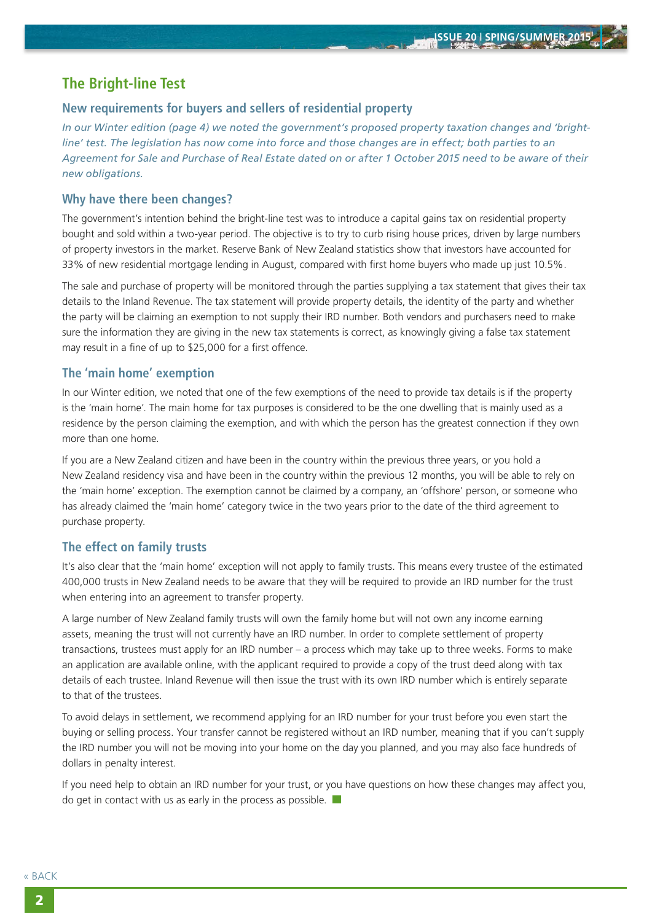# The Bright-line Test

## New requirements for buyers and sellers of residential property

*In our Winter edition (page 4) we noted the government's proposed property taxation changes and 'bright-line' test. The legislation has now come into force and those changes are in effect; both parties to an Agreement for Sale and Purchase of Real Estate dated on or after 1 October 2015 need to be aware of their new obligations.*

## Why have there been changes?

The government's intention behind the bright-line test was to introduce a capital gains tax on residential property bought and sold within a two-year period. The objective is to try to curb rising house prices, driven by large numbers of property investors in the market. Reserve Bank of New Zealand statistics show that investors have accounted for 33% of new residential mortgage lending in August, compared with first home buyers who made up just 10.5%.

The sale and purchase of property will be monitored through the parties supplying a tax statement that gives their tax details to the Inland Revenue. The tax statement will provide property details, the identity of the party and whether the party will be claiming an exemption to not supply their IRD number. Both vendors and purchasers need to make sure the information they are giving in the new tax statements is correct, as knowingly giving a false tax statement may result in a fine of up to $25,000 for a first offence.

## The 'main home' exemption

In our Winter edition, we noted that one of the few exemptions of the need to provide tax details is if the property is the 'main home'. The main home for tax purposes is considered to be the one dwelling that is mainly used as a residence by the person claiming the exemption, and with which the person has the greatest connection if they own more than one home.

If you are a New Zealand citizen and have been in the country within the previous three years, or you hold a New Zealand residency visa and have been in the country within the previous 12 months, you will be able to rely on the 'main home' exception. The exemption cannot be claimed by a company, an 'offshore' person, or someone who has already claimed the 'main home' category twice in the two years prior to the date of the third agreement to purchase property.

## The effect on family trusts

It's also clear that the 'main home' exception will not apply to family trusts. This means every trustee of the estimated 400,000 trusts in New Zealand needs to be aware that they will be required to provide an IRD number for the trust when entering into an agreement to transfer property.

A large number of New Zealand family trusts will own the family home but will not own any income earning assets, meaning the trust will not currently have an IRD number. In order to complete settlement of property transactions, trustees must apply for an IRD number – a process which may take up to three weeks. Forms to make an application are available online, with the applicant required to provide a copy of the trust deed along with tax details of each trustee. Inland Revenue will then issue the trust with its own IRD number which is entirely separate to that of the trustees.

To avoid delays in settlement, we recommend applying for an IRD number for your trust before you even start the buying or selling process. Your transfer cannot be registered without an IRD number, meaning that if you can't supply the IRD number you will not be moving into your home on the day you planned, and you may also face hundreds of dollars in penalty interest.

If you need help to obtain an IRD number for your trust, or you have questions on how these changes may affect you, do get in contact with us as early in the process as possible.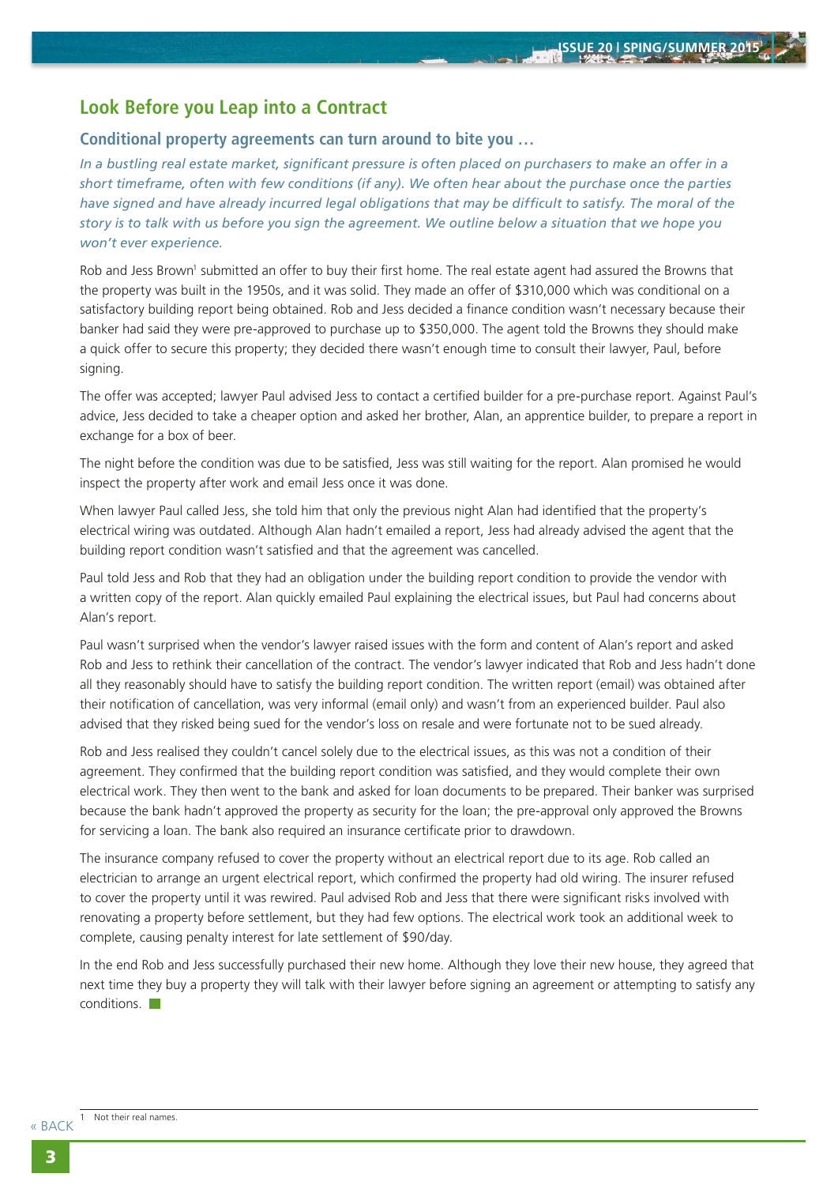## Look Before you Leap into a Contract

### Conditional property agreements can turn around to bite you …

*In a bustling real estate market, significant pressure is often placed on purchasers to make an offer in a short timeframe, often with few conditions (if any). We often hear about the purchase once the parties have signed and have already incurred legal obligations that may be difficult to satisfy. The moral of the story is to talk with us before you sign the agreement. We outline below a situation that we hope you won't ever experience.*

Rob and Jess Brown[1] submitted an offer to buy their first home. The real estate agent had assured the Browns that the property was built in the 1950s, and it was solid. They made an offer of $310,000 which was conditional on a satisfactory building report being obtained. Rob and Jess decided a finance condition wasn't necessary because their banker had said they were pre-approved to purchase up to $350,000. The agent told the Browns they should make a quick offer to secure this property; they decided there wasn't enough time to consult their lawyer, Paul, before signing.

The offer was accepted; lawyer Paul advised Jess to contact a certified builder for a pre-purchase report. Against Paul's advice, Jess decided to take a cheaper option and asked her brother, Alan, an apprentice builder, to prepare a report in exchange for a box of beer.

The night before the condition was due to be satisfied, Jess was still waiting for the report. Alan promised he would inspect the property after work and email Jess once it was done.

When lawyer Paul called Jess, she told him that only the previous night Alan had identified that the property's electrical wiring was outdated. Although Alan hadn't emailed a report, Jess had already advised the agent that the building report condition wasn't satisfied and that the agreement was cancelled.

Paul told Jess and Rob that they had an obligation under the building report condition to provide the vendor with a written copy of the report. Alan quickly emailed Paul explaining the electrical issues, but Paul had concerns about Alan's report.

Paul wasn't surprised when the vendor's lawyer raised issues with the form and content of Alan's report and asked Rob and Jess to rethink their cancellation of the contract. The vendor's lawyer indicated that Rob and Jess hadn't done all they reasonably should have to satisfy the building report condition. The written report (email) was obtained after their notification of cancellation, was very informal (email only) and wasn't from an experienced builder. Paul also advised that they risked being sued for the vendor's loss on resale and were fortunate not to be sued already.

Rob and Jess realised they couldn't cancel solely due to the electrical issues, as this was not a condition of their agreement. They confirmed that the building report condition was satisfied, and they would complete their own electrical work. They then went to the bank and asked for loan documents to be prepared. Their banker was surprised because the bank hadn't approved the property as security for the loan; the pre-approval only approved the Browns for servicing a loan. The bank also required an insurance certificate prior to drawdown.

The insurance company refused to cover the property without an electrical report due to its age. Rob called an electrician to arrange an urgent electrical report, which confirmed the property had old wiring. The insurer refused to cover the property until it was rewired. Paul advised Rob and Jess that there were significant risks involved with renovating a property before settlement, but they had few options. The electrical work took an additional week to complete, causing penalty interest for late settlement of $90/day.

In the end Rob and Jess successfully purchased their new home. Although they love their new house, they agreed that next time they buy a property they will talk with their lawyer before signing an agreement or attempting to satisfy any conditions.

[1] Not their real names.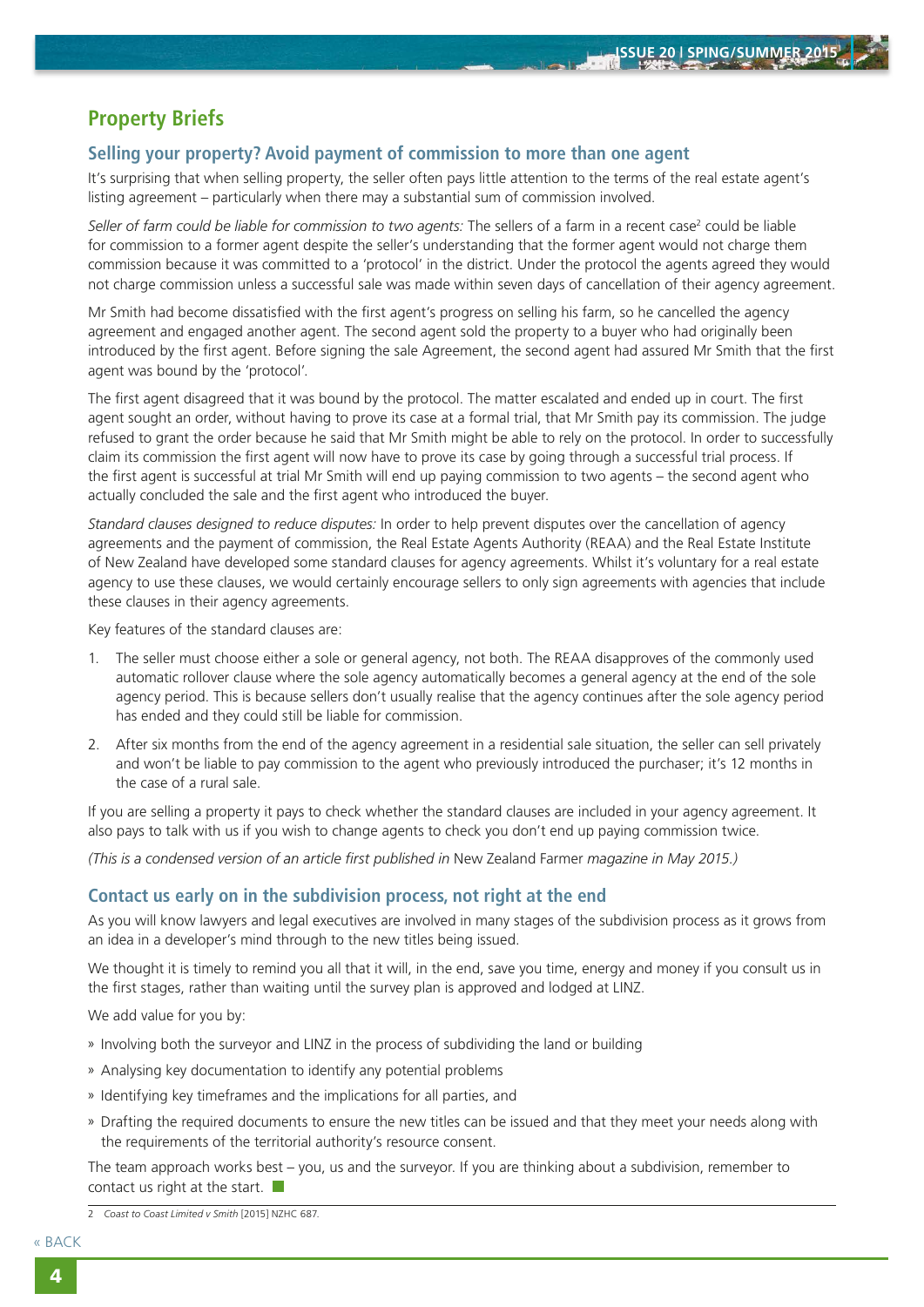## Property Briefs

### Selling your property? Avoid payment of commission to more than one agent

It's surprising that when selling property, the seller often pays little attention to the terms of the real estate agent's listing agreement – particularly when there may a substantial sum of commission involved.

*Seller of farm could be liable for commission to two agents:* The sellers of a farm in a recent case[2] could be liable for commission to a former agent despite the seller's understanding that the former agent would not charge them commission because it was committed to a 'protocol' in the district. Under the protocol the agents agreed they would not charge commission unless a successful sale was made within seven days of cancellation of their agency agreement.

Mr Smith had become dissatisfied with the first agent's progress on selling his farm, so he cancelled the agency agreement and engaged another agent. The second agent sold the property to a buyer who had originally been introduced by the first agent. Before signing the sale Agreement, the second agent had assured Mr Smith that the first agent was bound by the 'protocol'.

The first agent disagreed that it was bound by the protocol. The matter escalated and ended up in court. The first agent sought an order, without having to prove its case at a formal trial, that Mr Smith pay its commission. The judge refused to grant the order because he said that Mr Smith might be able to rely on the protocol. In order to successfully claim its commission the first agent will now have to prove its case by going through a successful trial process. If the first agent is successful at trial Mr Smith will end up paying commission to two agents – the second agent who actually concluded the sale and the first agent who introduced the buyer.

*Standard clauses designed to reduce disputes:* In order to help prevent disputes over the cancellation of agency agreements and the payment of commission, the Real Estate Agents Authority (REAA) and the Real Estate Institute of New Zealand have developed some standard clauses for agency agreements. Whilst it's voluntary for a real estate agency to use these clauses, we would certainly encourage sellers to only sign agreements with agencies that include these clauses in their agency agreements.

Key features of the standard clauses are:

1. The seller must choose either a sole or general agency, not both. The REAA disapproves of the commonly used automatic rollover clause where the sole agency automatically becomes a general agency at the end of the sole agency period. This is because sellers don't usually realise that the agency continues after the sole agency period has ended and they could still be liable for commission.
2. After six months from the end of the agency agreement in a residential sale situation, the seller can sell privately and won't be liable to pay commission to the agent who previously introduced the purchaser; it's 12 months in the case of a rural sale.

If you are selling a property it pays to check whether the standard clauses are included in your agency agreement. It also pays to talk with us if you wish to change agents to check you don't end up paying commission twice.

*(This is a condensed version of an article first published in* New Zealand Farmer *magazine in May 2015.)*

### Contact us early on in the subdivision process, not right at the end

As you will know lawyers and legal executives are involved in many stages of the subdivision process as it grows from an idea in a developer's mind through to the new titles being issued.

We thought it is timely to remind you all that it will, in the end, save you time, energy and money if you consult us in the first stages, rather than waiting until the survey plan is approved and lodged at LINZ.

We add value for you by:

- Involving both the surveyor and LINZ in the process of subdividing the land or building
- Analysing key documentation to identify any potential problems
- Identifying key timeframes and the implications for all parties, and
- Drafting the required documents to ensure the new titles can be issued and that they meet your needs along with the requirements of the territorial authority's resource consent.

The team approach works best – you, us and the surveyor. If you are thinking about a subdivision, remember to contact us right at the start.

2 *Coast to Coast Limited v Smith* [2015] NZHC 687.